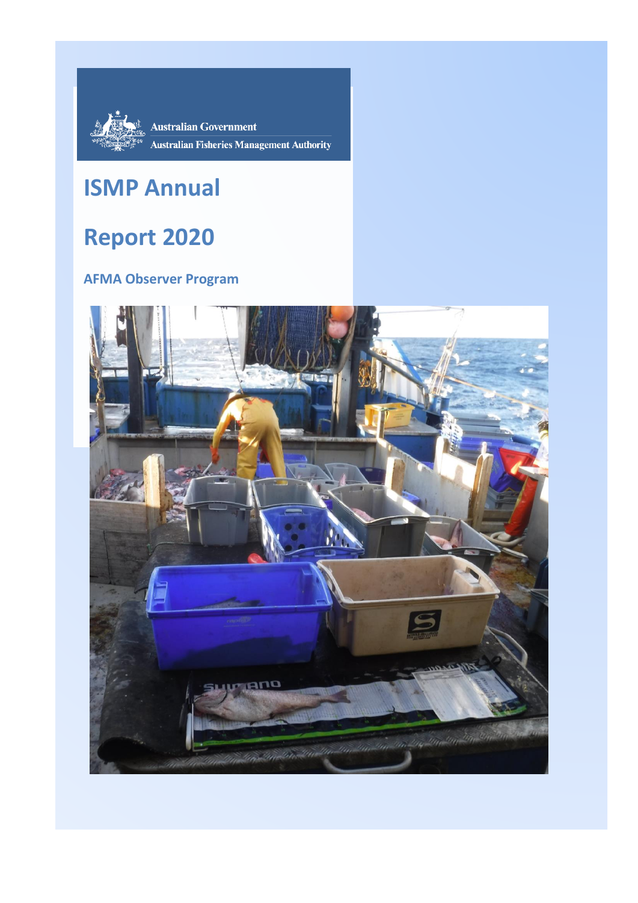Australian Government

Australian Fisheries Management Authority

# ISMP Annual Report 2020

## AFMA Observer Program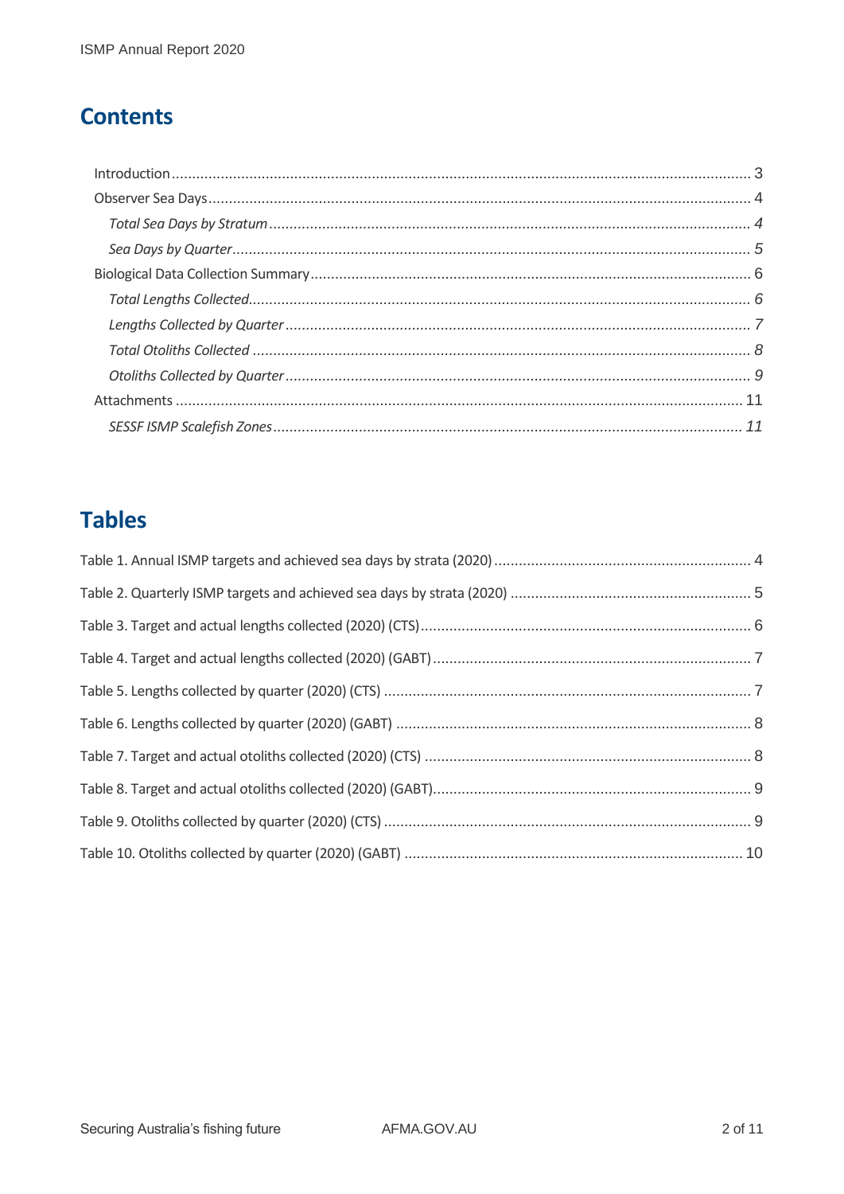## Contents

Introduction ........................................................................................................................................ 3

Observer Sea Days ................................................................................................................................ 4

*Total Sea Days by Stratum* ........................................................................................................... 4

*Sea Days by Quarter* .................................................................................................................... 5

Biological Data Collection Summary ................................................................................................... 6

*Total Lengths Collected* ............................................................................................................... 6

*Lengths Collected by Quarter* ...................................................................................................... 7

*Total Otoliths Collected* ............................................................................................................... 8

*Otoliths Collected by Quarter* ..................................................................................................... 9

Attachments ........................................................................................................................................ 11

*SESSF ISMP Scalefish Zones* ...................................................................................................... 11

## Tables

Table 1. Annual ISMP targets and achieved sea days by strata (2020) ............................................. 4

Table 2. Quarterly ISMP targets and achieved sea days by strata (2020) .......................................... 5

Table 3. Target and actual lengths collected (2020) (CTS) ................................................................. 6

Table 4. Target and actual lengths collected (2020) (GABT) .............................................................. 7

Table 5. Lengths collected by quarter (2020) (CTS) ........................................................................... 7

Table 6. Lengths collected by quarter (2020) (GABT) ......................................................................... 8

Table 7. Target and actual otoliths collected (2020) (CTS) ................................................................ 8

Table 8. Target and actual otoliths collected (2020) (GABT) .............................................................. 9

Table 9. Otoliths collected by quarter (2020) (CTS) ........................................................................... 9

Table 10. Otoliths collected by quarter (2020) (GABT) ..................................................................... 10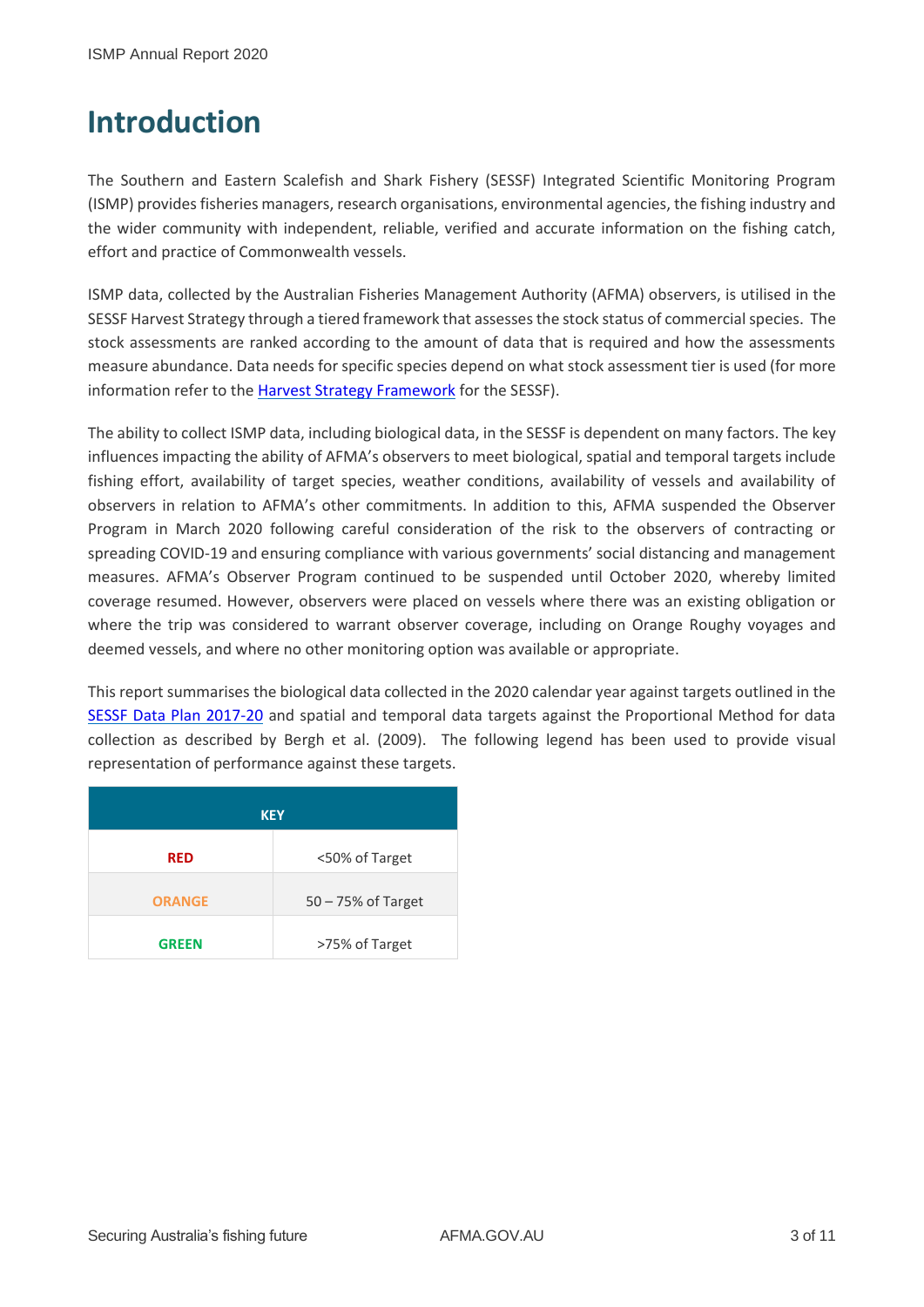# Introduction

The Southern and Eastern Scalefish and Shark Fishery (SESSF) Integrated Scientific Monitoring Program (ISMP) provides fisheries managers, research organisations, environmental agencies, the fishing industry and the wider community with independent, reliable, verified and accurate information on the fishing catch, effort and practice of Commonwealth vessels.

ISMP data, collected by the Australian Fisheries Management Authority (AFMA) observers, is utilised in the SESSF Harvest Strategy through a tiered framework that assesses the stock status of commercial species. The stock assessments are ranked according to the amount of data that is required and how the assessments measure abundance. Data needs for specific species depend on what stock assessment tier is used (for more information refer to the Harvest Strategy Framework for the SESSF).

The ability to collect ISMP data, including biological data, in the SESSF is dependent on many factors. The key influences impacting the ability of AFMA's observers to meet biological, spatial and temporal targets include fishing effort, availability of target species, weather conditions, availability of vessels and availability of observers in relation to AFMA's other commitments. In addition to this, AFMA suspended the Observer Program in March 2020 following careful consideration of the risk to the observers of contracting or spreading COVID-19 and ensuring compliance with various governments' social distancing and management measures. AFMA's Observer Program continued to be suspended until October 2020, whereby limited coverage resumed. However, observers were placed on vessels where there was an existing obligation or where the trip was considered to warrant observer coverage, including on Orange Roughy voyages and deemed vessels, and where no other monitoring option was available or appropriate.

This report summarises the biological data collected in the 2020 calendar year against targets outlined in the SESSF Data Plan 2017-20 and spatial and temporal data targets against the Proportional Method for data collection as described by Bergh et al. (2009). The following legend has been used to provide visual representation of performance against these targets.

| KEY | |
|---|---|
| **RED** | <50% of Target |
| **ORANGE** | 50 – 75% of Target |
| **GREEN** | >75% of Target |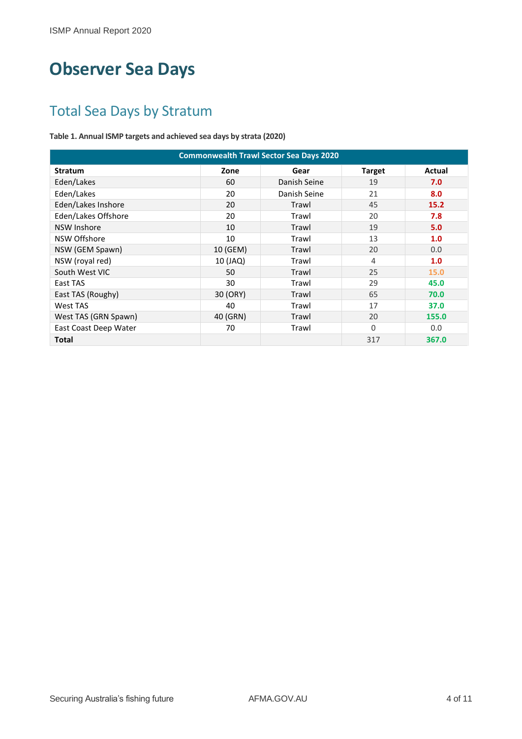# Observer Sea Days

## Total Sea Days by Stratum

**Table 1. Annual ISMP targets and achieved sea days by strata (2020)**

| Commonwealth Trawl Sector Sea Days 2020 | | | | |
|---|---|---|---|---|
| **Stratum** | **Zone** | **Gear** | **Target** | **Actual** |
| Eden/Lakes | 60 | Danish Seine | 19 | **7.0** |
| Eden/Lakes | 20 | Danish Seine | 21 | **8.0** |
| Eden/Lakes Inshore | 20 | Trawl | 45 | **15.2** |
| Eden/Lakes Offshore | 20 | Trawl | 20 | **7.8** |
| NSW Inshore | 10 | Trawl | 19 | **5.0** |
| NSW Offshore | 10 | Trawl | 13 | **1.0** |
| NSW (GEM Spawn) | 10 (GEM) | Trawl | 20 | 0.0 |
| NSW (royal red) | 10 (JAQ) | Trawl | 4 | **1.0** |
| South West VIC | 50 | Trawl | 25 | 15.0 |
| East TAS | 30 | Trawl | 29 | **45.0** |
| East TAS (Roughy) | 30 (ORY) | Trawl | 65 | **70.0** |
| West TAS | 40 | Trawl | 17 | **37.0** |
| West TAS (GRN Spawn) | 40 (GRN) | Trawl | 20 | **155.0** |
| East Coast Deep Water | 70 | Trawl | 0 | 0.0 |
| **Total** | | | 317 | **367.0** |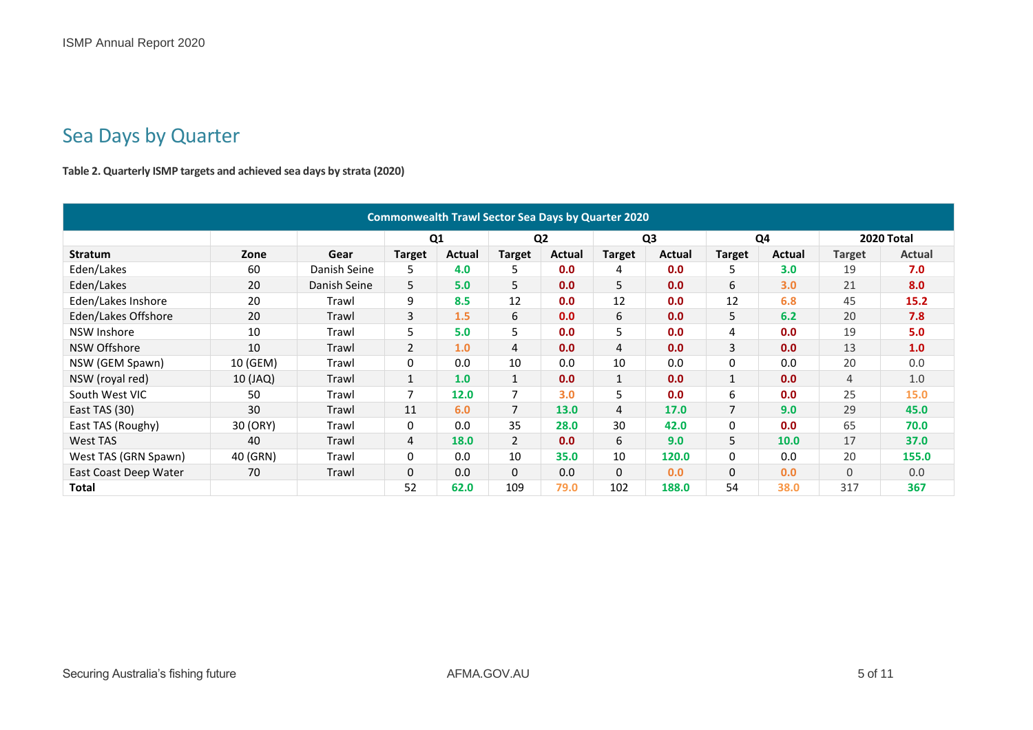## Sea Days by Quarter

**Table 2. Quarterly ISMP targets and achieved sea days by strata (2020)**

| Commonwealth Trawl Sector Sea Days by Quarter 2020 | | | | | | | | | | | | |
|---|---|---|---|---|---|---|---|---|---|---|---|---|
| | | | Q1 | | Q2 | | Q3 | | Q4 | | 2020 Total | |
| **Stratum** | **Zone** | **Gear** | **Target** | **Actual** | **Target** | **Actual** | **Target** | **Actual** | **Target** | **Actual** | **Target** | **Actual** |
| Eden/Lakes | 60 | Danish Seine | 5 | 4.0 | 5 | 0.0 | 4 | 0.0 | 5 | 3.0 | 19 | 7.0 |
| Eden/Lakes | 20 | Danish Seine | 5 | 5.0 | 5 | 0.0 | 5 | 0.0 | 6 | 3.0 | 21 | 8.0 |
| Eden/Lakes Inshore | 20 | Trawl | 9 | 8.5 | 12 | 0.0 | 12 | 0.0 | 12 | 6.8 | 45 | 15.2 |
| Eden/Lakes Offshore | 20 | Trawl | 3 | 1.5 | 6 | 0.0 | 6 | 0.0 | 5 | 6.2 | 20 | 7.8 |
| NSW Inshore | 10 | Trawl | 5 | 5.0 | 5 | 0.0 | 5 | 0.0 | 4 | 0.0 | 19 | 5.0 |
| NSW Offshore | 10 | Trawl | 2 | 1.0 | 4 | 0.0 | 4 | 0.0 | 3 | 0.0 | 13 | 1.0 |
| NSW (GEM Spawn) | 10 (GEM) | Trawl | 0 | 0.0 | 10 | 0.0 | 10 | 0.0 | 0 | 0.0 | 20 | 0.0 |
| NSW (royal red) | 10 (JAQ) | Trawl | 1 | 1.0 | 1 | 0.0 | 1 | 0.0 | 1 | 0.0 | 4 | 1.0 |
| South West VIC | 50 | Trawl | 7 | 12.0 | 7 | 3.0 | 5 | 0.0 | 6 | 0.0 | 25 | 15.0 |
| East TAS (30) | 30 | Trawl | 11 | 6.0 | 7 | 13.0 | 4 | 17.0 | 7 | 9.0 | 29 | 45.0 |
| East TAS (Roughy) | 30 (ORY) | Trawl | 0 | 0.0 | 35 | 28.0 | 30 | 42.0 | 0 | 0.0 | 65 | 70.0 |
| West TAS | 40 | Trawl | 4 | 18.0 | 2 | 0.0 | 6 | 9.0 | 5 | 10.0 | 17 | 37.0 |
| West TAS (GRN Spawn) | 40 (GRN) | Trawl | 0 | 0.0 | 10 | 35.0 | 10 | 120.0 | 0 | 0.0 | 20 | 155.0 |
| East Coast Deep Water | 70 | Trawl | 0 | 0.0 | 0 | 0.0 | 0 | 0.0 | 0 | 0.0 | 0 | 0.0 |
| **Total** | | | 52 | 62.0 | 109 | 79.0 | 102 | 188.0 | 54 | 38.0 | 317 | 367 |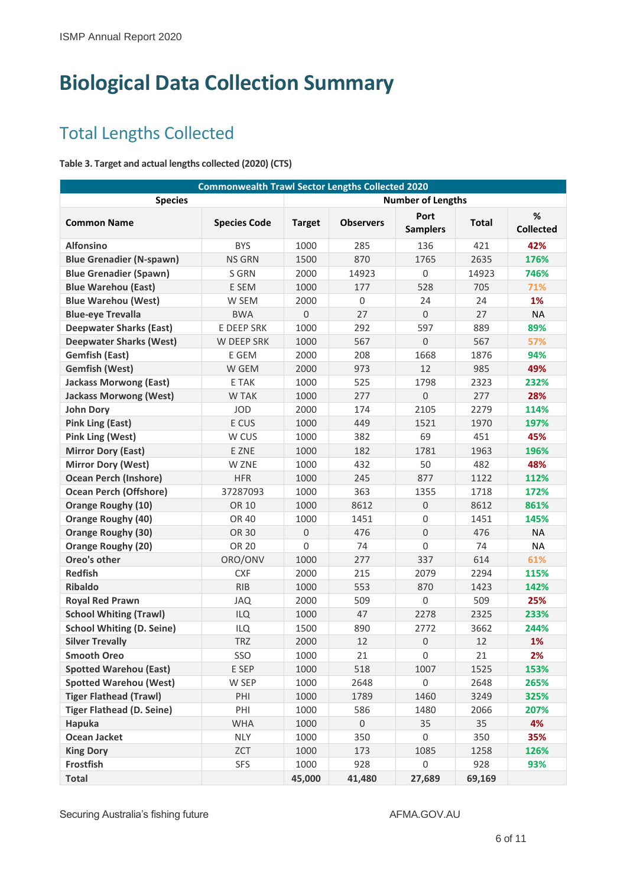# Biological Data Collection Summary

## Total Lengths Collected

**Table 3. Target and actual lengths collected (2020) (CTS)**

| Commonwealth Trawl Sector Lengths Collected 2020 | | | | | | |
|---|---|---|---|---|---|---|
| **Species** | | **Number of Lengths** | | | | |
| **Common Name** | **Species Code** | **Target** | **Observers** | **Port Samplers** | **Total** | **% Collected** |
| **Alfonsino** | BYS | 1000 | 285 | 136 | 421 | **42%** |
| **Blue Grenadier (N-spawn)** | NS GRN | 1500 | 870 | 1765 | 2635 | **176%** |
| **Blue Grenadier (Spawn)** | S GRN | 2000 | 14923 | 0 | 14923 | **746%** |
| **Blue Warehou (East)** | E SEM | 1000 | 177 | 528 | 705 | **71%** |
| **Blue Warehou (West)** | W SEM | 2000 | 0 | 24 | 24 | **1%** |
| **Blue-eye Trevalla** | BWA | 0 | 27 | 0 | 27 | NA |
| **Deepwater Sharks (East)** | E DEEP SRK | 1000 | 292 | 597 | 889 | **89%** |
| **Deepwater Sharks (West)** | W DEEP SRK | 1000 | 567 | 0 | 567 | **57%** |
| **Gemfish (East)** | E GEM | 2000 | 208 | 1668 | 1876 | **94%** |
| **Gemfish (West)** | W GEM | 2000 | 973 | 12 | 985 | **49%** |
| **Jackass Morwong (East)** | E TAK | 1000 | 525 | 1798 | 2323 | **232%** |
| **Jackass Morwong (West)** | W TAK | 1000 | 277 | 0 | 277 | **28%** |
| **John Dory** | JOD | 2000 | 174 | 2105 | 2279 | **114%** |
| **Pink Ling (East)** | E CUS | 1000 | 449 | 1521 | 1970 | **197%** |
| **Pink Ling (West)** | W CUS | 1000 | 382 | 69 | 451 | **45%** |
| **Mirror Dory (East)** | E ZNE | 1000 | 182 | 1781 | 1963 | **196%** |
| **Mirror Dory (West)** | W ZNE | 1000 | 432 | 50 | 482 | **48%** |
| **Ocean Perch (Inshore)** | HFR | 1000 | 245 | 877 | 1122 | **112%** |
| **Ocean Perch (Offshore)** | 37287093 | 1000 | 363 | 1355 | 1718 | **172%** |
| **Orange Roughy (10)** | OR 10 | 1000 | 8612 | 0 | 8612 | **861%** |
| **Orange Roughy (40)** | OR 40 | 1000 | 1451 | 0 | 1451 | **145%** |
| **Orange Roughy (30)** | OR 30 | 0 | 476 | 0 | 476 | NA |
| **Orange Roughy (20)** | OR 20 | 0 | 74 | 0 | 74 | NA |
| **Oreo's other** | ORO/ONV | 1000 | 277 | 337 | 614 | **61%** |
| **Redfish** | CXF | 2000 | 215 | 2079 | 2294 | **115%** |
| **Ribaldo** | RIB | 1000 | 553 | 870 | 1423 | **142%** |
| **Royal Red Prawn** | JAQ | 2000 | 509 | 0 | 509 | **25%** |
| **School Whiting (Trawl)** | ILQ | 1000 | 47 | 2278 | 2325 | **233%** |
| **School Whiting (D. Seine)** | ILQ | 1500 | 890 | 2772 | 3662 | **244%** |
| **Silver Trevally** | TRZ | 2000 | 12 | 0 | 12 | **1%** |
| **Smooth Oreo** | SSO | 1000 | 21 | 0 | 21 | **2%** |
| **Spotted Warehou (East)** | E SEP | 1000 | 518 | 1007 | 1525 | **153%** |
| **Spotted Warehou (West)** | W SEP | 1000 | 2648 | 0 | 2648 | **265%** |
| **Tiger Flathead (Trawl)** | PHI | 1000 | 1789 | 1460 | 3249 | **325%** |
| **Tiger Flathead (D. Seine)** | PHI | 1000 | 586 | 1480 | 2066 | **207%** |
| **Hapuka** | WHA | 1000 | 0 | 35 | 35 | **4%** |
| **Ocean Jacket** | NLY | 1000 | 350 | 0 | 350 | **35%** |
| **King Dory** | ZCT | 1000 | 173 | 1085 | 1258 | **126%** |
| **Frostfish** | SFS | 1000 | 928 | 0 | 928 | **93%** |
| **Total** | | **45,000** | **41,480** | **27,689** | **69,169** | |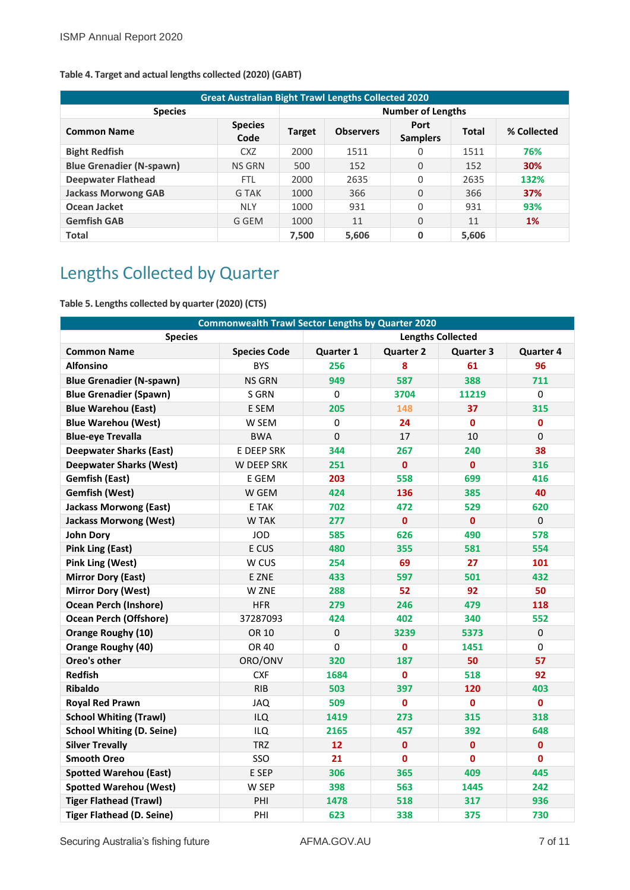**Table 4. Target and actual lengths collected (2020) (GABT)**

| Great Australian Bight Trawl Lengths Collected 2020 | | | | | | |
|---|---|---|---|---|---|---|
| Species | | Number of Lengths | | | | |
| Common Name | Species Code | Target | Observers | Port Samplers | Total | % Collected |
| Bight Redfish | CXZ | 2000 | 1511 | 0 | 1511 | 76% |
| Blue Grenadier (N-spawn) | NS GRN | 500 | 152 | 0 | 152 | 30% |
| Deepwater Flathead | FTL | 2000 | 2635 | 0 | 2635 | 132% |
| Jackass Morwong GAB | G TAK | 1000 | 366 | 0 | 366 | 37% |
| Ocean Jacket | NLY | 1000 | 931 | 0 | 931 | 93% |
| Gemfish GAB | G GEM | 1000 | 11 | 0 | 11 | 1% |
| Total | | 7,500 | 5,606 | 0 | 5,606 | |

# Lengths Collected by Quarter

**Table 5. Lengths collected by quarter (2020) (CTS)**

| Commonwealth Trawl Sector Lengths by Quarter 2020 | | | | | |
|---|---|---|---|---|---|
| Species | | Lengths Collected | | | |
| Common Name | Species Code | Quarter 1 | Quarter 2 | Quarter 3 | Quarter 4 |
| Alfonsino | BYS | 256 | 8 | 61 | 96 |
| Blue Grenadier (N-spawn) | NS GRN | 949 | 587 | 388 | 711 |
| Blue Grenadier (Spawn) | S GRN | 0 | 3704 | 11219 | 0 |
| Blue Warehou (East) | E SEM | 205 | 148 | 37 | 315 |
| Blue Warehou (West) | W SEM | 0 | 24 | 0 | 0 |
| Blue-eye Trevalla | BWA | 0 | 17 | 10 | 0 |
| Deepwater Sharks (East) | E DEEP SRK | 344 | 267 | 240 | 38 |
| Deepwater Sharks (West) | W DEEP SRK | 251 | 0 | 0 | 316 |
| Gemfish (East) | E GEM | 203 | 558 | 699 | 416 |
| Gemfish (West) | W GEM | 424 | 136 | 385 | 40 |
| Jackass Morwong (East) | E TAK | 702 | 472 | 529 | 620 |
| Jackass Morwong (West) | W TAK | 277 | 0 | 0 | 0 |
| John Dory | JOD | 585 | 626 | 490 | 578 |
| Pink Ling (East) | E CUS | 480 | 355 | 581 | 554 |
| Pink Ling (West) | W CUS | 254 | 69 | 27 | 101 |
| Mirror Dory (East) | E ZNE | 433 | 597 | 501 | 432 |
| Mirror Dory (West) | W ZNE | 288 | 52 | 92 | 50 |
| Ocean Perch (Inshore) | HFR | 279 | 246 | 479 | 118 |
| Ocean Perch (Offshore) | 37287093 | 424 | 402 | 340 | 552 |
| Orange Roughy (10) | OR 10 | 0 | 3239 | 5373 | 0 |
| Orange Roughy (40) | OR 40 | 0 | 0 | 1451 | 0 |
| Oreo's other | ORO/ONV | 320 | 187 | 50 | 57 |
| Redfish | CXF | 1684 | 0 | 518 | 92 |
| Ribaldo | RIB | 503 | 397 | 120 | 403 |
| Royal Red Prawn | JAQ | 509 | 0 | 0 | 0 |
| School Whiting (Trawl) | ILQ | 1419 | 273 | 315 | 318 |
| School Whiting (D. Seine) | ILQ | 2165 | 457 | 392 | 648 |
| Silver Trevally | TRZ | 12 | 0 | 0 | 0 |
| Smooth Oreo | SSO | 21 | 0 | 0 | 0 |
| Spotted Warehou (East) | E SEP | 306 | 365 | 409 | 445 |
| Spotted Warehou (West) | W SEP | 398 | 563 | 1445 | 242 |
| Tiger Flathead (Trawl) | PHI | 1478 | 518 | 317 | 936 |
| Tiger Flathead (D. Seine) | PHI | 623 | 338 | 375 | 730 |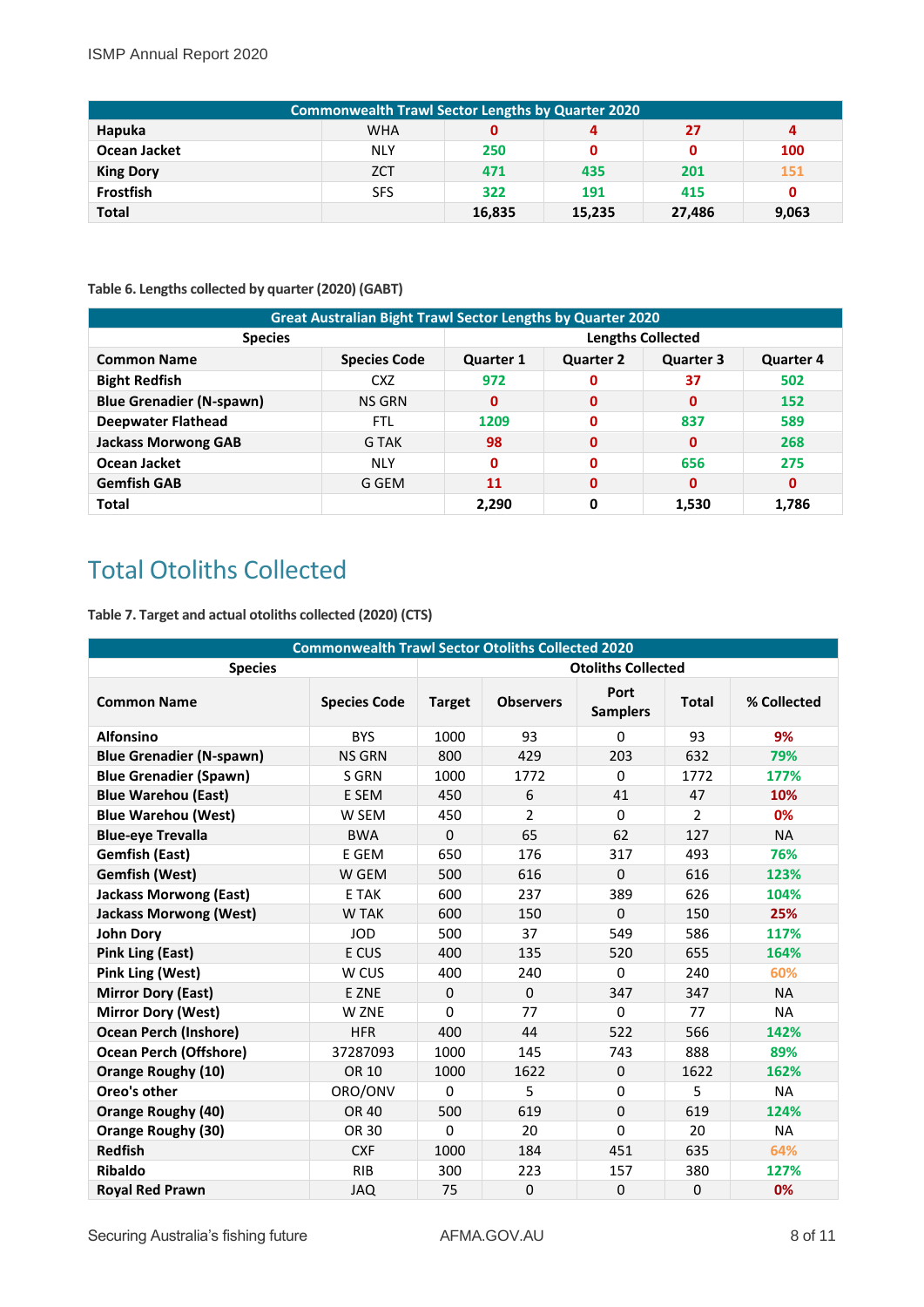| Commonwealth Trawl Sector Lengths by Quarter 2020 | | | | | |
|---|---|---|---|---|---|
| Hapuka | WHA | 0 | 4 | 27 | 4 |
| Ocean Jacket | NLY | 250 | 0 | 0 | 100 |
| King Dory | ZCT | 471 | 435 | 201 | 151 |
| Frostfish | SFS | 322 | 191 | 415 | 0 |
| Total | | 16,835 | 15,235 | 27,486 | 9,063 |

**Table 6. Lengths collected by quarter (2020) (GABT)**

| Great Australian Bight Trawl Sector Lengths by Quarter 2020 | | | | | |
|---|---|---|---|---|---|
| Species | | Lengths Collected | | | |
| Common Name | Species Code | Quarter 1 | Quarter 2 | Quarter 3 | Quarter 4 |
| Bight Redfish | CXZ | 972 | 0 | 37 | 502 |
| Blue Grenadier (N-spawn) | NS GRN | 0 | 0 | 0 | 152 |
| Deepwater Flathead | FTL | 1209 | 0 | 837 | 589 |
| Jackass Morwong GAB | G TAK | 98 | 0 | 0 | 268 |
| Ocean Jacket | NLY | 0 | 0 | 656 | 275 |
| Gemfish GAB | G GEM | 11 | 0 | 0 | 0 |
| Total | | 2,290 | 0 | 1,530 | 1,786 |

# Total Otoliths Collected

**Table 7. Target and actual otoliths collected (2020) (CTS)**

| Commonwealth Trawl Sector Otoliths Collected 2020 | | | | | | |
|---|---|---|---|---|---|---|
| Species | | Otoliths Collected | | | | |
| Common Name | Species Code | Target | Observers | Port Samplers | Total | % Collected |
| Alfonsino | BYS | 1000 | 93 | 0 | 93 | 9% |
| Blue Grenadier (N-spawn) | NS GRN | 800 | 429 | 203 | 632 | 79% |
| Blue Grenadier (Spawn) | S GRN | 1000 | 1772 | 0 | 1772 | 177% |
| Blue Warehou (East) | E SEM | 450 | 6 | 41 | 47 | 10% |
| Blue Warehou (West) | W SEM | 450 | 2 | 0 | 2 | 0% |
| Blue-eye Trevalla | BWA | 0 | 65 | 62 | 127 | NA |
| Gemfish (East) | E GEM | 650 | 176 | 317 | 493 | 76% |
| Gemfish (West) | W GEM | 500 | 616 | 0 | 616 | 123% |
| Jackass Morwong (East) | E TAK | 600 | 237 | 389 | 626 | 104% |
| Jackass Morwong (West) | W TAK | 600 | 150 | 0 | 150 | 25% |
| John Dory | JOD | 500 | 37 | 549 | 586 | 117% |
| Pink Ling (East) | E CUS | 400 | 135 | 520 | 655 | 164% |
| Pink Ling (West) | W CUS | 400 | 240 | 0 | 240 | 60% |
| Mirror Dory (East) | E ZNE | 0 | 0 | 347 | 347 | NA |
| Mirror Dory (West) | W ZNE | 0 | 77 | 0 | 77 | NA |
| Ocean Perch (Inshore) | HFR | 400 | 44 | 522 | 566 | 142% |
| Ocean Perch (Offshore) | 37287093 | 1000 | 145 | 743 | 888 | 89% |
| Orange Roughy (10) | OR 10 | 1000 | 1622 | 0 | 1622 | 162% |
| Oreo's other | ORO/ONV | 0 | 5 | 0 | 5 | NA |
| Orange Roughy (40) | OR 40 | 500 | 619 | 0 | 619 | 124% |
| Orange Roughy (30) | OR 30 | 0 | 20 | 0 | 20 | NA |
| Redfish | CXF | 1000 | 184 | 451 | 635 | 64% |
| Ribaldo | RIB | 300 | 223 | 157 | 380 | 127% |
| Royal Red Prawn | JAQ | 75 | 0 | 0 | 0 | 0% |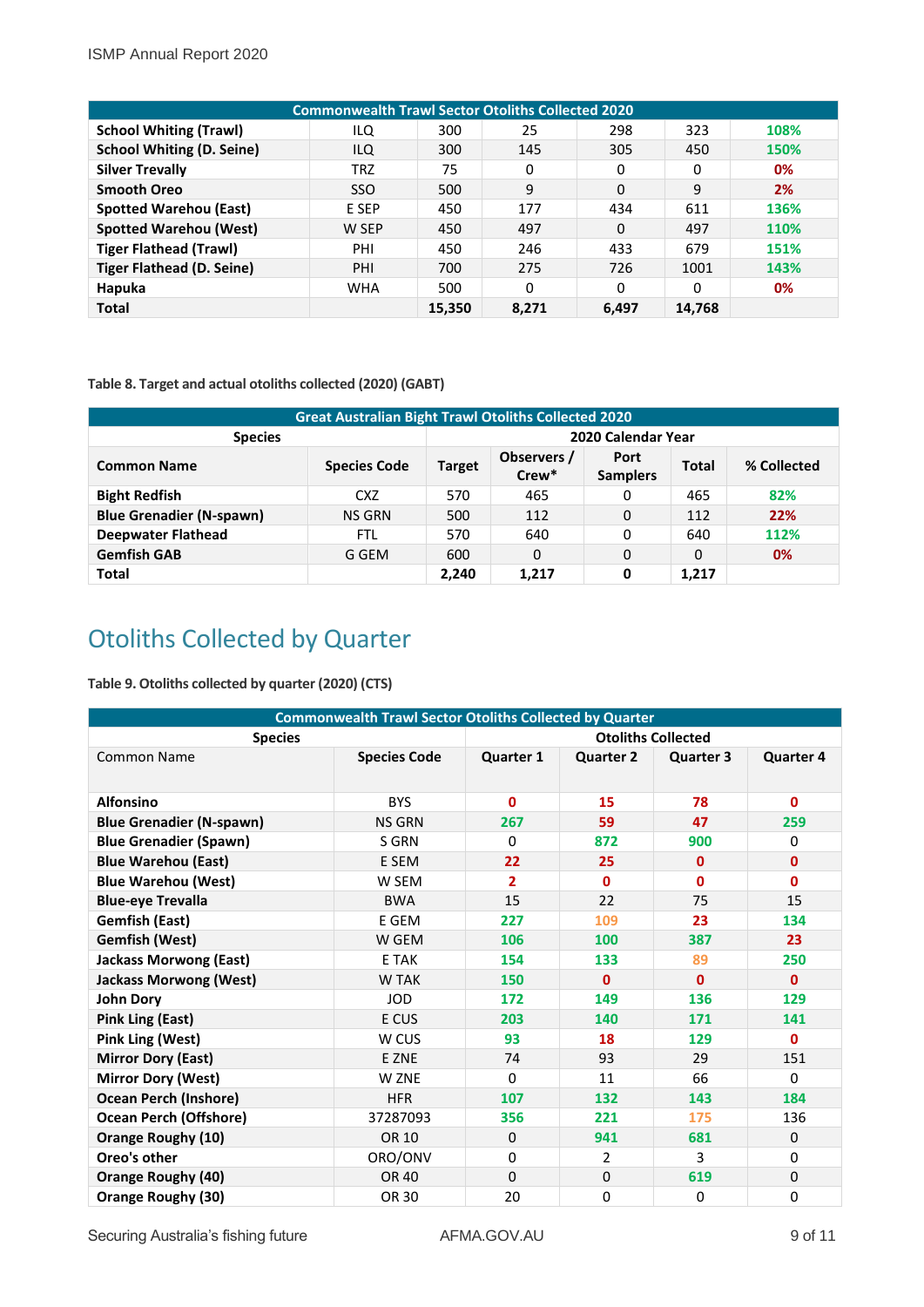| Commonwealth Trawl Sector Otoliths Collected 2020 | | | | | | |
|---|---|---|---|---|---|---|
| **School Whiting (Trawl)** | ILQ | 300 | 25 | 298 | 323 | 108% |
| **School Whiting (D. Seine)** | ILQ | 300 | 145 | 305 | 450 | 150% |
| **Silver Trevally** | TRZ | 75 | 0 | 0 | 0 | 0% |
| **Smooth Oreo** | SSO | 500 | 9 | 0 | 9 | 2% |
| **Spotted Warehou (East)** | E SEP | 450 | 177 | 434 | 611 | 136% |
| **Spotted Warehou (West)** | W SEP | 450 | 497 | 0 | 497 | 110% |
| **Tiger Flathead (Trawl)** | PHI | 450 | 246 | 433 | 679 | 151% |
| **Tiger Flathead (D. Seine)** | PHI | 700 | 275 | 726 | 1001 | 143% |
| **Hapuka** | WHA | 500 | 0 | 0 | 0 | 0% |
| **Total** | | **15,350** | **8,271** | **6,497** | **14,768** | |

**Table 8. Target and actual otoliths collected (2020) (GABT)**

| Great Australian Bight Trawl Otoliths Collected 2020 | | | | | | |
|---|---|---|---|---|---|---|
| **Species** | | **2020 Calendar Year** | | | | |
| **Common Name** | **Species Code** | **Target** | **Observers / Crew*** | **Port Samplers** | **Total** | **% Collected** |
| **Bight Redfish** | CXZ | 570 | 465 | 0 | 465 | 82% |
| **Blue Grenadier (N-spawn)** | NS GRN | 500 | 112 | 0 | 112 | 22% |
| **Deepwater Flathead** | FTL | 570 | 640 | 0 | 640 | 112% |
| **Gemfish GAB** | G GEM | 600 | 0 | 0 | 0 | 0% |
| **Total** | | **2,240** | **1,217** | **0** | **1,217** | |

## Otoliths Collected by Quarter

**Table 9. Otoliths collected by quarter (2020) (CTS)**

| Commonwealth Trawl Sector Otoliths Collected by Quarter | | | | | |
|---|---|---|---|---|---|
| **Species** | | **Otoliths Collected** | | | |
| Common Name | **Species Code** | **Quarter 1** | **Quarter 2** | **Quarter 3** | **Quarter 4** |
| **Alfonsino** | BYS | 0 | 15 | 78 | 0 |
| **Blue Grenadier (N-spawn)** | NS GRN | 267 | 59 | 47 | 259 |
| **Blue Grenadier (Spawn)** | S GRN | 0 | 872 | 900 | 0 |
| **Blue Warehou (East)** | E SEM | 22 | 25 | 0 | 0 |
| **Blue Warehou (West)** | W SEM | 2 | 0 | 0 | 0 |
| **Blue-eye Trevalla** | BWA | 15 | 22 | 75 | 15 |
| **Gemfish (East)** | E GEM | 227 | 109 | 23 | 134 |
| **Gemfish (West)** | W GEM | 106 | 100 | 387 | 23 |
| **Jackass Morwong (East)** | E TAK | 154 | 133 | 89 | 250 |
| **Jackass Morwong (West)** | W TAK | 150 | 0 | 0 | 0 |
| **John Dory** | JOD | 172 | 149 | 136 | 129 |
| **Pink Ling (East)** | E CUS | 203 | 140 | 171 | 141 |
| **Pink Ling (West)** | W CUS | 93 | 18 | 129 | 0 |
| **Mirror Dory (East)** | E ZNE | 74 | 93 | 29 | 151 |
| **Mirror Dory (West)** | W ZNE | 0 | 11 | 66 | 0 |
| **Ocean Perch (Inshore)** | HFR | 107 | 132 | 143 | 184 |
| **Ocean Perch (Offshore)** | 37287093 | 356 | 221 | 175 | 136 |
| **Orange Roughy (10)** | OR 10 | 0 | 941 | 681 | 0 |
| **Oreo's other** | ORO/ONV | 0 | 2 | 3 | 0 |
| **Orange Roughy (40)** | OR 40 | 0 | 0 | 619 | 0 |
| **Orange Roughy (30)** | OR 30 | 20 | 0 | 0 | 0 |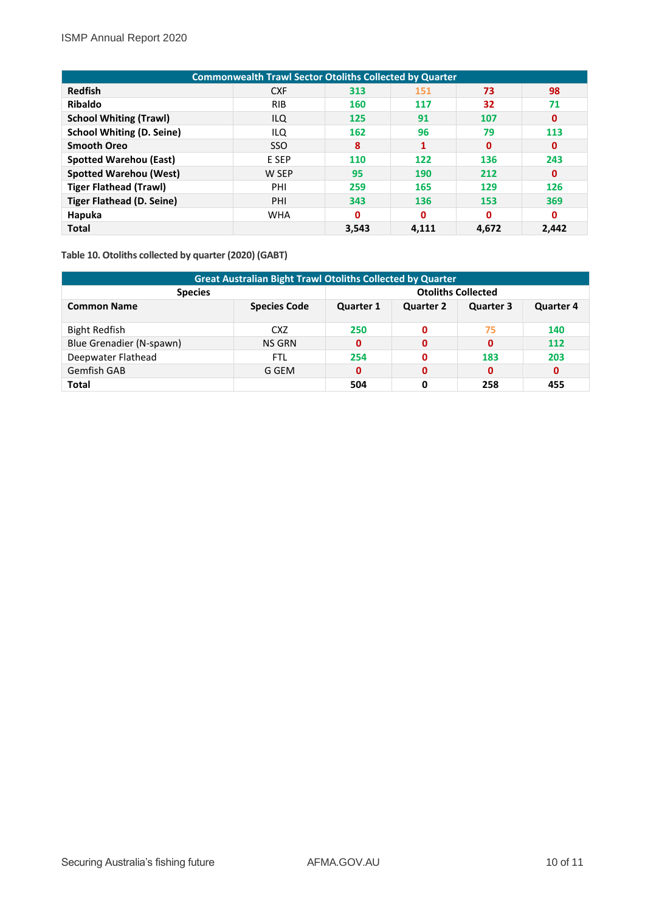| Commonwealth Trawl Sector Otoliths Collected by Quarter | | | | | |
|---|---|---|---|---|---|
| **Redfish** | CXF | 313 | 151 | 73 | 98 |
| **Ribaldo** | RIB | 160 | 117 | 32 | 71 |
| **School Whiting (Trawl)** | ILQ | 125 | 91 | 107 | 0 |
| **School Whiting (D. Seine)** | ILQ | 162 | 96 | 79 | 113 |
| **Smooth Oreo** | SSO | 8 | 1 | 0 | 0 |
| **Spotted Warehou (East)** | E SEP | 110 | 122 | 136 | 243 |
| **Spotted Warehou (West)** | W SEP | 95 | 190 | 212 | 0 |
| **Tiger Flathead (Trawl)** | PHI | 259 | 165 | 129 | 126 |
| **Tiger Flathead (D. Seine)** | PHI | 343 | 136 | 153 | 369 |
| **Hapuka** | WHA | 0 | 0 | 0 | 0 |
| **Total** | | **3,543** | **4,111** | **4,672** | **2,442** |

**Table 10. Otoliths collected by quarter (2020) (GABT)**

| Great Australian Bight Trawl Otoliths Collected by Quarter | | | | | |
|---|---|---|---|---|---|
| **Species** | | **Otoliths Collected** | | | |
| **Common Name** | **Species Code** | **Quarter 1** | **Quarter 2** | **Quarter 3** | **Quarter 4** |
| Bight Redfish | CXZ | 250 | 0 | 75 | 140 |
| Blue Grenadier (N-spawn) | NS GRN | 0 | 0 | 0 | 112 |
| Deepwater Flathead | FTL | 254 | 0 | 183 | 203 |
| Gemfish GAB | G GEM | 0 | 0 | 0 | 0 |
| **Total** | | **504** | **0** | **258** | **455** |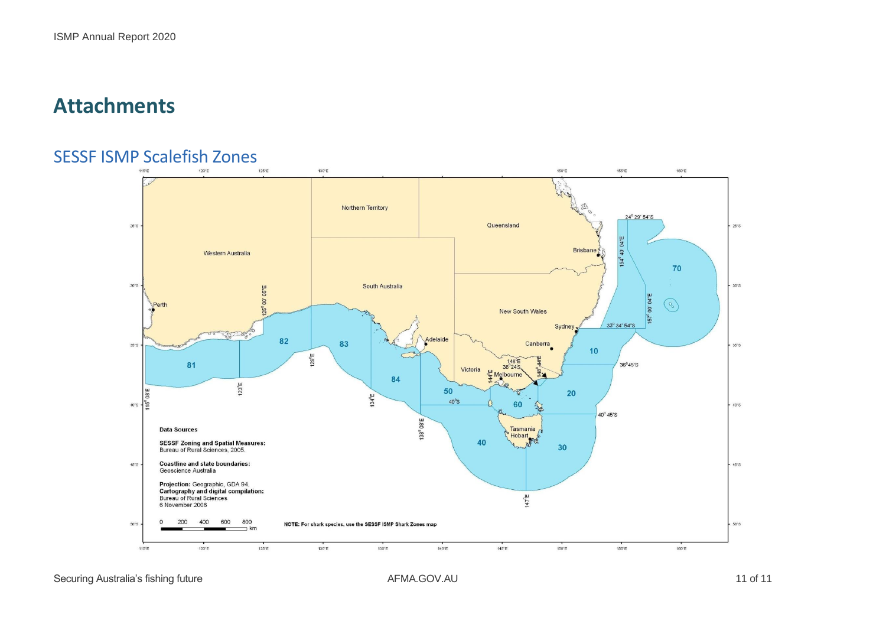# Attachments

## SESSF ISMP Scalefish Zones

Northern Territory
Queensland
Western Australia
South Australia
New South Wales
Victoria
Tasmania
Perth
Adelaide
Brisbane
Sydney
Canberra
Melbourne
Hobart

10
20
30
40
50
60
70
81
82
83
84

24° 29' 54"S
154° 40' 04"E
157° 00' 04"E
33° 34' 54"S
36°45'S
40° 45'S
125° 00' 05"E
129°E
123°E
115° 08'E
134°E
138° 08'E
40°S
144°E
148°E 38°24'S
148° 44'E
147°E

115°E
120°E
125°E
130°E
135°E
140°E
145°E
150°E
155°E
160°E
25°S
30°S
35°S
40°S
45°S
50°S

**Data Sources**

**SESSF Zoning and Spatial Measures:**
Bureau of Rural Sciences, 2005.

**Coastline and state boundaries:**
Geoscience Australia

**Projection:** Geographic, GDA 94.
**Cartography and digital compilation:**
Bureau of Rural Sciences
6 November 2008

0 200 400 600 800 km

**NOTE: For shark species, use the SESSF ISMP Shark Zones map**